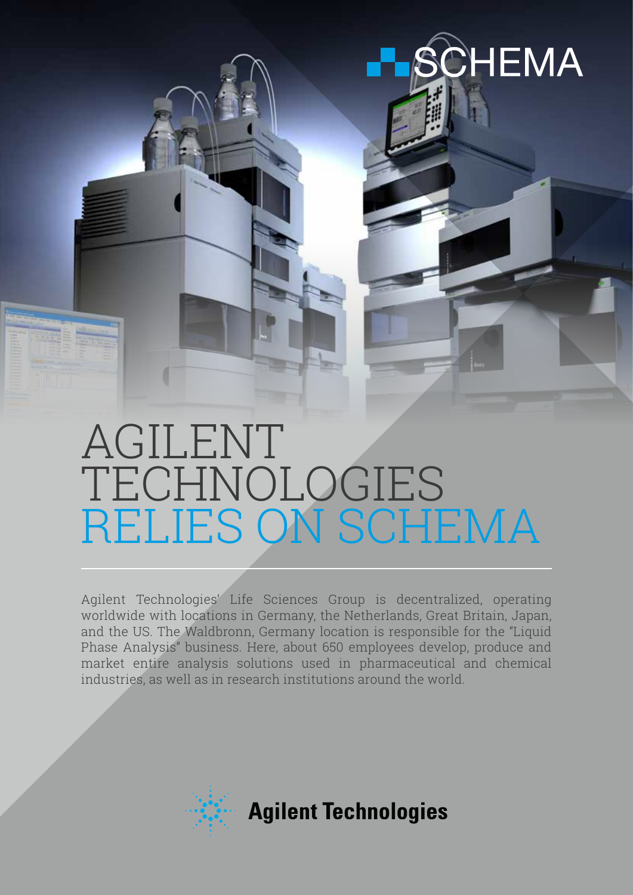SCHEMA

# AGILENT TECHNOLOGIES RELIES ON SCHEMA

Agilent Technologies' Life Sciences Group is decentralized, operating worldwide with locations in Germany, the Netherlands, Great Britain, Japan, and the US. The Waldbronn, Germany location is responsible for the "Liquid Phase Analysis" business. Here, about 650 employees develop, produce and market entire analysis solutions used in pharmaceutical and chemical industries, as well as in research institutions around the world.

Agilent Technologies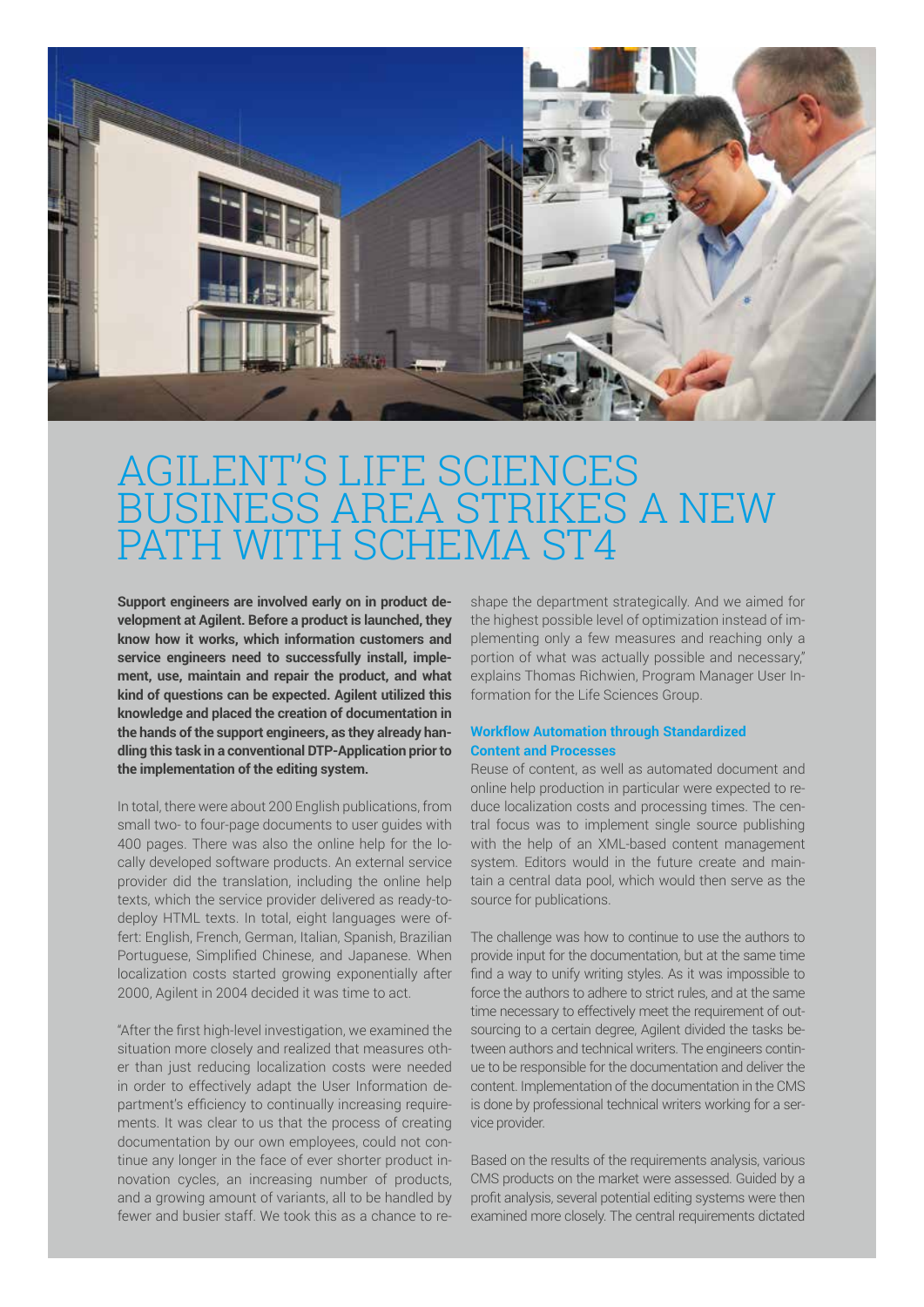# AGILENT'S LIFE SCIENCES BUSINESS AREA STRIKES A NEW PATH WITH SCHEMA ST4

**Support engineers are involved early on in product development at Agilent. Before a product is launched, they know how it works, which information customers and service engineers need to successfully install, implement, use, maintain and repair the product, and what kind of questions can be expected. Agilent utilized this knowledge and placed the creation of documentation in the hands of the support engineers, as they already handling this task in a conventional DTP-Application prior to the implementation of the editing system.**

In total, there were about 200 English publications, from small two- to four-page documents to user guides with 400 pages. There was also the online help for the locally developed software products. An external service provider did the translation, including the online help texts, which the service provider delivered as ready-to-deploy HTML texts. In total, eight languages were offert: English, French, German, Italian, Spanish, Brazilian Portuguese, Simplified Chinese, and Japanese. When localization costs started growing exponentially after 2000, Agilent in 2004 decided it was time to act.

"After the first high-level investigation, we examined the situation more closely and realized that measures other than just reducing localization costs were needed in order to effectively adapt the User Information department's efficiency to continually increasing requirements. It was clear to us that the process of creating documentation by our own employees, could not continue any longer in the face of ever shorter product innovation cycles, an increasing number of products, and a growing amount of variants, all to be handled by fewer and busier staff. We took this as a chance to reshape the department strategically. And we aimed for the highest possible level of optimization instead of implementing only a few measures and reaching only a portion of what was actually possible and necessary," explains Thomas Richwien, Program Manager User Information for the Life Sciences Group.

### Workflow Automation through Standardized Content and Processes

Reuse of content, as well as automated document and online help production in particular were expected to reduce localization costs and processing times. The central focus was to implement single source publishing with the help of an XML-based content management system. Editors would in the future create and maintain a central data pool, which would then serve as the source for publications.

The challenge was how to continue to use the authors to provide input for the documentation, but at the same time find a way to unify writing styles. As it was impossible to force the authors to adhere to strict rules, and at the same time necessary to effectively meet the requirement of outsourcing to a certain degree, Agilent divided the tasks between authors and technical writers. The engineers continue to be responsible for the documentation and deliver the content. Implementation of the documentation in the CMS is done by professional technical writers working for a service provider.

Based on the results of the requirements analysis, various CMS products on the market were assessed. Guided by a profit analysis, several potential editing systems were then examined more closely. The central requirements dictated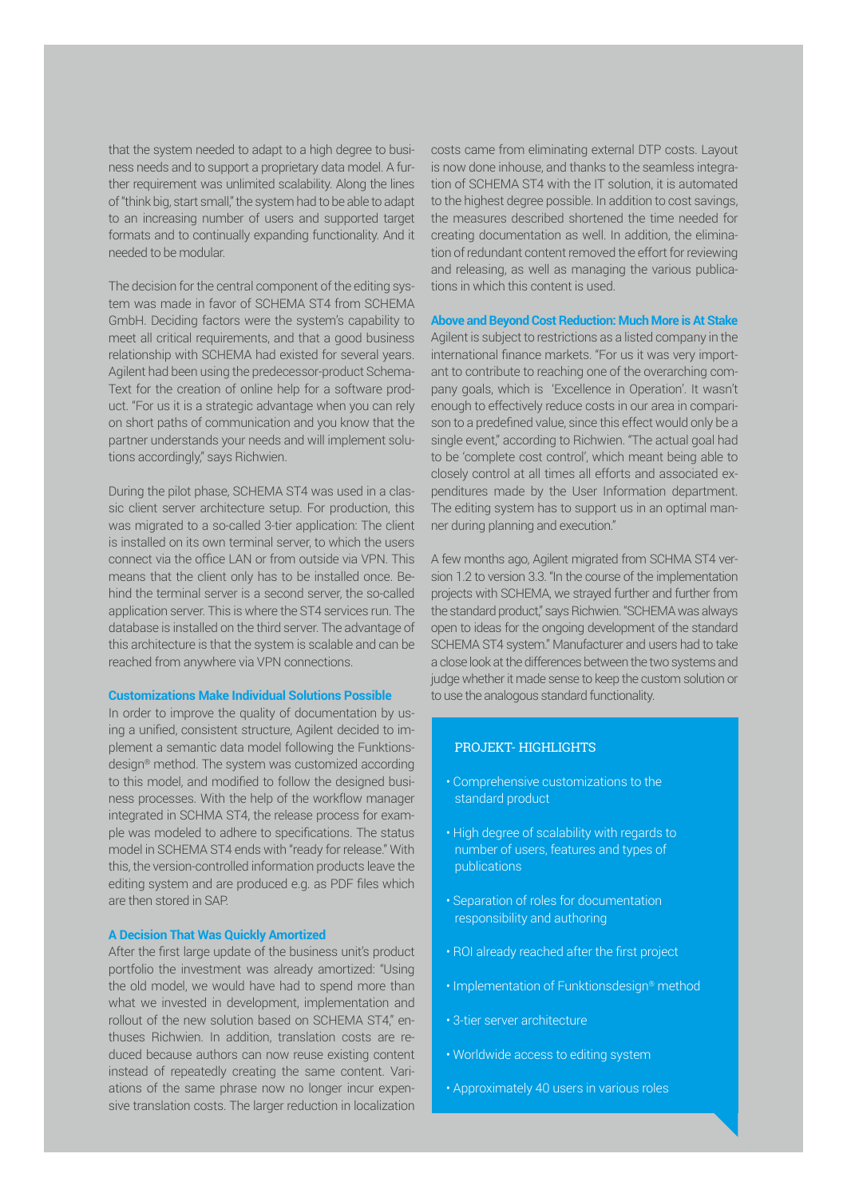that the system needed to adapt to a high degree to business needs and to support a proprietary data model. A further requirement was unlimited scalability. Along the lines of "think big, start small," the system had to be able to adapt to an increasing number of users and supported target formats and to continually expanding functionality. And it needed to be modular.

The decision for the central component of the editing system was made in favor of SCHEMA ST4 from SCHEMA GmbH. Deciding factors were the system's capability to meet all critical requirements, and that a good business relationship with SCHEMA had existed for several years. Agilent had been using the predecessor-product SchemaText for the creation of online help for a software product. "For us it is a strategic advantage when you can rely on short paths of communication and you know that the partner understands your needs and will implement solutions accordingly," says Richwien.

During the pilot phase, SCHEMA ST4 was used in a classic client server architecture setup. For production, this was migrated to a so-called 3-tier application: The client is installed on its own terminal server, to which the users connect via the office LAN or from outside via VPN. This means that the client only has to be installed once. Behind the terminal server is a second server, the so-called application server. This is where the ST4 services run. The database is installed on the third server. The advantage of this architecture is that the system is scalable and can be reached from anywhere via VPN connections.

### Customizations Make Individual Solutions Possible

In order to improve the quality of documentation by using a unified, consistent structure, Agilent decided to implement a semantic data model following the Funktionsdesign® method. The system was customized according to this model, and modified to follow the designed business processes. With the help of the workflow manager integrated in SCHMA ST4, the release process for example was modeled to adhere to specifications. The status model in SCHEMA ST4 ends with "ready for release." With this, the version-controlled information products leave the editing system and are produced e.g. as PDF files which are then stored in SAP.

### A Decision That Was Quickly Amortized

After the first large update of the business unit's product portfolio the investment was already amortized: "Using the old model, we would have had to spend more than what we invested in development, implementation and rollout of the new solution based on SCHEMA ST4," enthuses Richwien. In addition, translation costs are reduced because authors can now reuse existing content instead of repeatedly creating the same content. Variations of the same phrase now no longer incur expensive translation costs. The larger reduction in localization costs came from eliminating external DTP costs. Layout is now done inhouse, and thanks to the seamless integration of SCHEMA ST4 with the IT solution, it is automated to the highest degree possible. In addition to cost savings, the measures described shortened the time needed for creating documentation as well. In addition, the elimination of redundant content removed the effort for reviewing and releasing, as well as managing the various publications in which this content is used.

### Above and Beyond Cost Reduction: Much More is At Stake

Agilent is subject to restrictions as a listed company in the international finance markets. "For us it was very important to contribute to reaching one of the overarching company goals, which is 'Excellence in Operation'. It wasn't enough to effectively reduce costs in our area in comparison to a predefined value, since this effect would only be a single event," according to Richwien. "The actual goal had to be 'complete cost control', which meant being able to closely control at all times all efforts and associated expenditures made by the User Information department. The editing system has to support us in an optimal manner during planning and execution."

A few months ago, Agilent migrated from SCHMA ST4 version 1.2 to version 3.3. "In the course of the implementation projects with SCHEMA, we strayed further and further from the standard product," says Richwien. "SCHEMA was always open to ideas for the ongoing development of the standard SCHEMA ST4 system." Manufacturer and users had to take a close look at the differences between the two systems and judge whether it made sense to keep the custom solution or to use the analogous standard functionality.

#### PROJEKT- HIGHLIGHTS

- Comprehensive customizations to the standard product
- High degree of scalability with regards to number of users, features and types of publications
- Separation of roles for documentation responsibility and authoring
- ROI already reached after the first project
- Implementation of Funktionsdesign® method
- 3-tier server architecture
- Worldwide access to editing system
- Approximately 40 users in various roles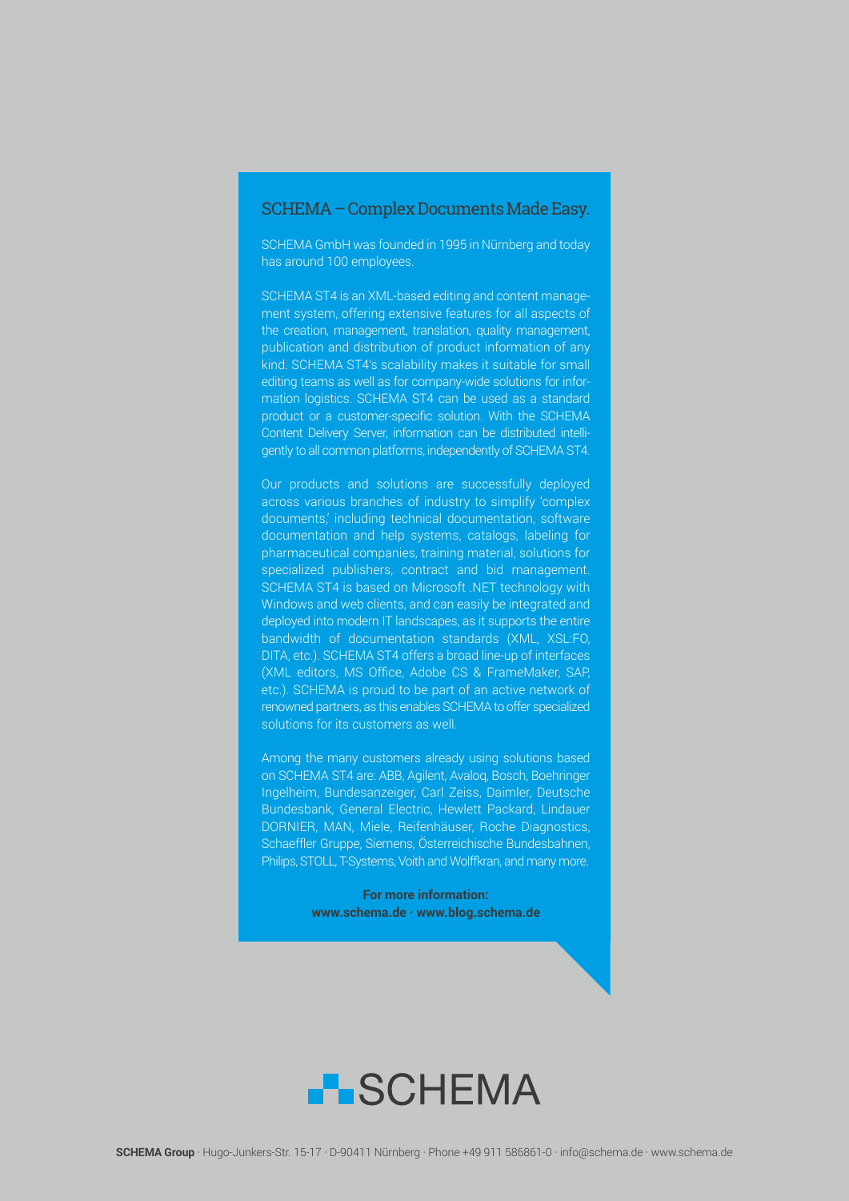## SCHEMA – Complex Documents Made Easy.

SCHEMA GmbH was founded in 1995 in Nürnberg and today has around 100 employees.

SCHEMA ST4 is an XML-based editing and content management system, offering extensive features for all aspects of the creation, management, translation, quality management, publication and distribution of product information of any kind. SCHEMA ST4's scalability makes it suitable for small editing teams as well as for company-wide solutions for information logistics. SCHEMA ST4 can be used as a standard product or a customer-specific solution. With the SCHEMA Content Delivery Server, information can be distributed intelligently to all common platforms, independently of SCHEMA ST4.

Our products and solutions are successfully deployed across various branches of industry to simplify 'complex documents,' including technical documentation, software documentation and help systems, catalogs, labeling for pharmaceutical companies, training material, solutions for specialized publishers, contract and bid management. SCHEMA ST4 is based on Microsoft .NET technology with Windows and web clients, and can easily be integrated and deployed into modern IT landscapes, as it supports the entire bandwidth of documentation standards (XML, XSL:FO, DITA, etc.). SCHEMA ST4 offers a broad line-up of interfaces (XML editors, MS Office, Adobe CS & FrameMaker, SAP, etc.). SCHEMA is proud to be part of an active network of renowned partners, as this enables SCHEMA to offer specialized solutions for its customers as well.

Among the many customers already using solutions based on SCHEMA ST4 are: ABB, Agilent, Avaloq, Bosch, Boehringer Ingelheim, Bundesanzeiger, Carl Zeiss, Daimler, Deutsche Bundesbank, General Electric, Hewlett Packard, Lindauer DORNIER, MAN, Miele, Reifenhäuser, Roche Diagnostics, Schaeffler Gruppe, Siemens, Österreichische Bundesbahnen, Philips, STOLL, T-Systems, Voith and Wolffkran, and many more.

**For more information:**
**www.schema.de · www.blog.schema.de**

SCHEMA

**SCHEMA Group** · Hugo-Junkers-Str. 15-17 · D-90411 Nürnberg · Phone +49 911 586861-0 · info@schema.de · www.schema.de